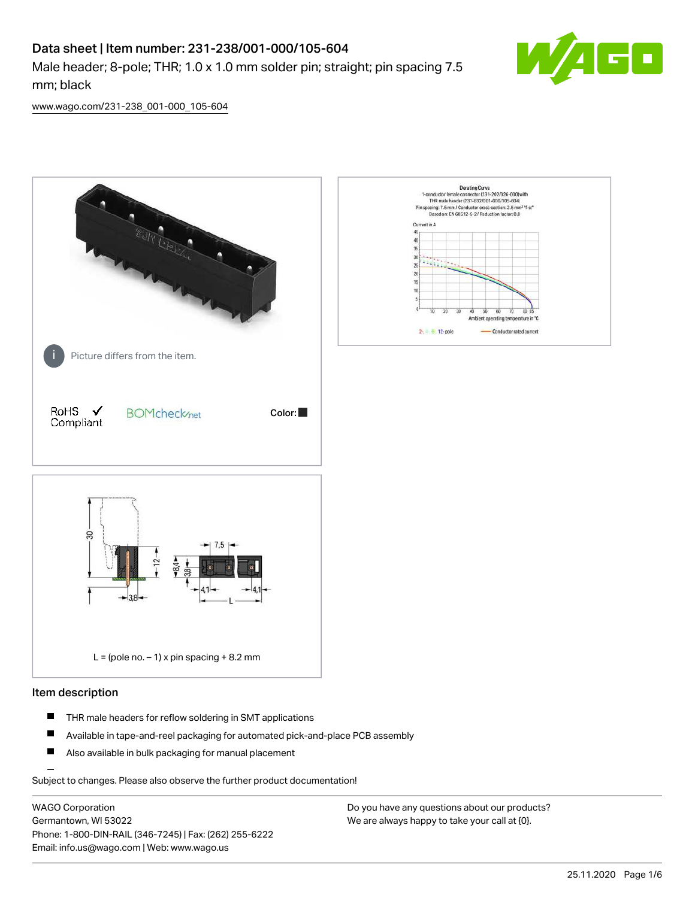# Data sheet | Item number: 231-238/001-000/105-604

Male header; 8-pole; THR; 1.0 x 1.0 mm solder pin; straight; pin spacing 7.5 mm; black

www.wago.com/231-238_001-000_105-604

Picture differs from the item.

RoHS Compliant ✓  BOMcheck.net  Color: ■

L = (pole no. – 1) x pin spacing + 8.2 mm

## Item description

- THR male headers for reflow soldering in SMT applications
- Available in tape-and-reel packaging for automated pick-and-place PCB assembly
- Also available in bulk packaging for manual placement

Subject to changes. Please also observe the further product documentation!

WAGO Corporation
Germantown, WI 53022
Phone: 1-800-DIN-RAIL (346-7245) | Fax: (262) 255-6222
Email: info.us@wago.com | Web: www.wago.us

Do you have any questions about our products?
We are always happy to take your call at {0}.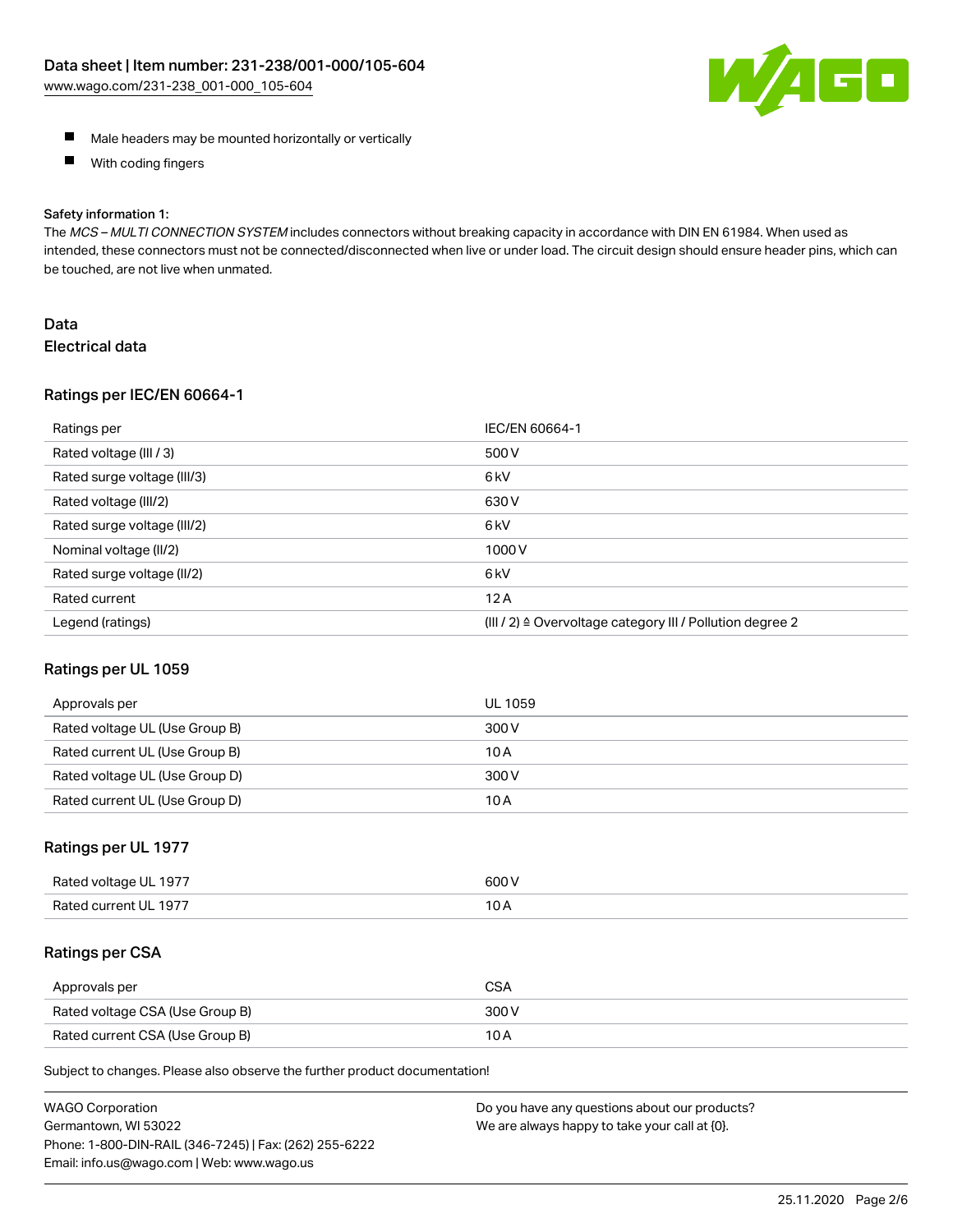- Male headers may be mounted horizontally or vertically
- With coding fingers

Safety information 1:
The *MCS – MULTI CONNECTION SYSTEM* includes connectors without breaking capacity in accordance with DIN EN 61984. When used as intended, these connectors must not be connected/disconnected when live or under load. The circuit design should ensure header pins, which can be touched, are not live when unmated.

## Data
### Electrical data

#### Ratings per IEC/EN 60664-1

| Ratings per | IEC/EN 60664-1 |
| --- | --- |
| Rated voltage (III / 3) | 500 V |
| Rated surge voltage (III/3) | 6 kV |
| Rated voltage (III/2) | 630 V |
| Rated surge voltage (III/2) | 6 kV |
| Nominal voltage (II/2) | 1000 V |
| Rated surge voltage (II/2) | 6 kV |
| Rated current | 12 A |
| Legend (ratings) | (III / 2) ≙ Overvoltage category III / Pollution degree 2 |

#### Ratings per UL 1059

| Approvals per | UL 1059 |
| --- | --- |
| Rated voltage UL (Use Group B) | 300 V |
| Rated current UL (Use Group B) | 10 A |
| Rated voltage UL (Use Group D) | 300 V |
| Rated current UL (Use Group D) | 10 A |

#### Ratings per UL 1977

| Rated voltage UL 1977 | 600 V |
| --- | --- |
| Rated current UL 1977 | 10 A |

#### Ratings per CSA

| Approvals per | CSA |
| --- | --- |
| Rated voltage CSA (Use Group B) | 300 V |
| Rated current CSA (Use Group B) | 10 A |

Subject to changes. Please also observe the further product documentation!

WAGO Corporation
Germantown, WI 53022
Phone: 1-800-DIN-RAIL (346-7245) | Fax: (262) 255-6222
Email: info.us@wago.com | Web: www.wago.us

Do you have any questions about our products?
We are always happy to take your call at {0}.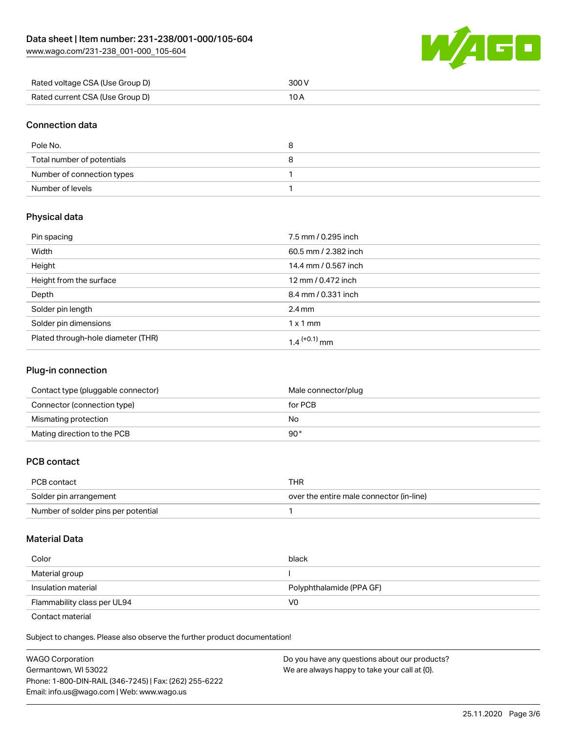| Rated voltage CSA (Use Group D) | 300 V |
| --- | --- |
| Rated current CSA (Use Group D) | 10 A |

## Connection data

| Pole No. | 8 |
| --- | --- |
| Total number of potentials | 8 |
| Number of connection types | 1 |
| Number of levels | 1 |

## Physical data

| Pin spacing | 7.5 mm / 0.295 inch |
| --- | --- |
| Width | 60.5 mm / 2.382 inch |
| Height | 14.4 mm / 0.567 inch |
| Height from the surface | 12 mm / 0.472 inch |
| Depth | 8.4 mm / 0.331 inch |
| Solder pin length | 2.4 mm |
| Solder pin dimensions | 1 x 1 mm |
| Plated through-hole diameter (THR) | $1.4^{(+0.1)}$ mm |

## Plug-in connection

| Contact type (pluggable connector) | Male connector/plug |
| --- | --- |
| Connector (connection type) | for PCB |
| Mismating protection | No |
| Mating direction to the PCB | 90 ° |

## PCB contact

| PCB contact | THR |
| --- | --- |
| Solder pin arrangement | over the entire male connector (in-line) |
| Number of solder pins per potential | 1 |

## Material Data

| Color | black |
| --- | --- |
| Material group | I |
| Insulation material | Polyphthalamide (PPA GF) |
| Flammability class per UL94 | V0 |
| Contact material | |

Subject to changes. Please also observe the further product documentation!

WAGO Corporation
Germantown, WI 53022
Phone: 1-800-DIN-RAIL (346-7245) | Fax: (262) 255-6222
Email: info.us@wago.com | Web: www.wago.us

Do you have any questions about our products?
We are always happy to take your call at {0}.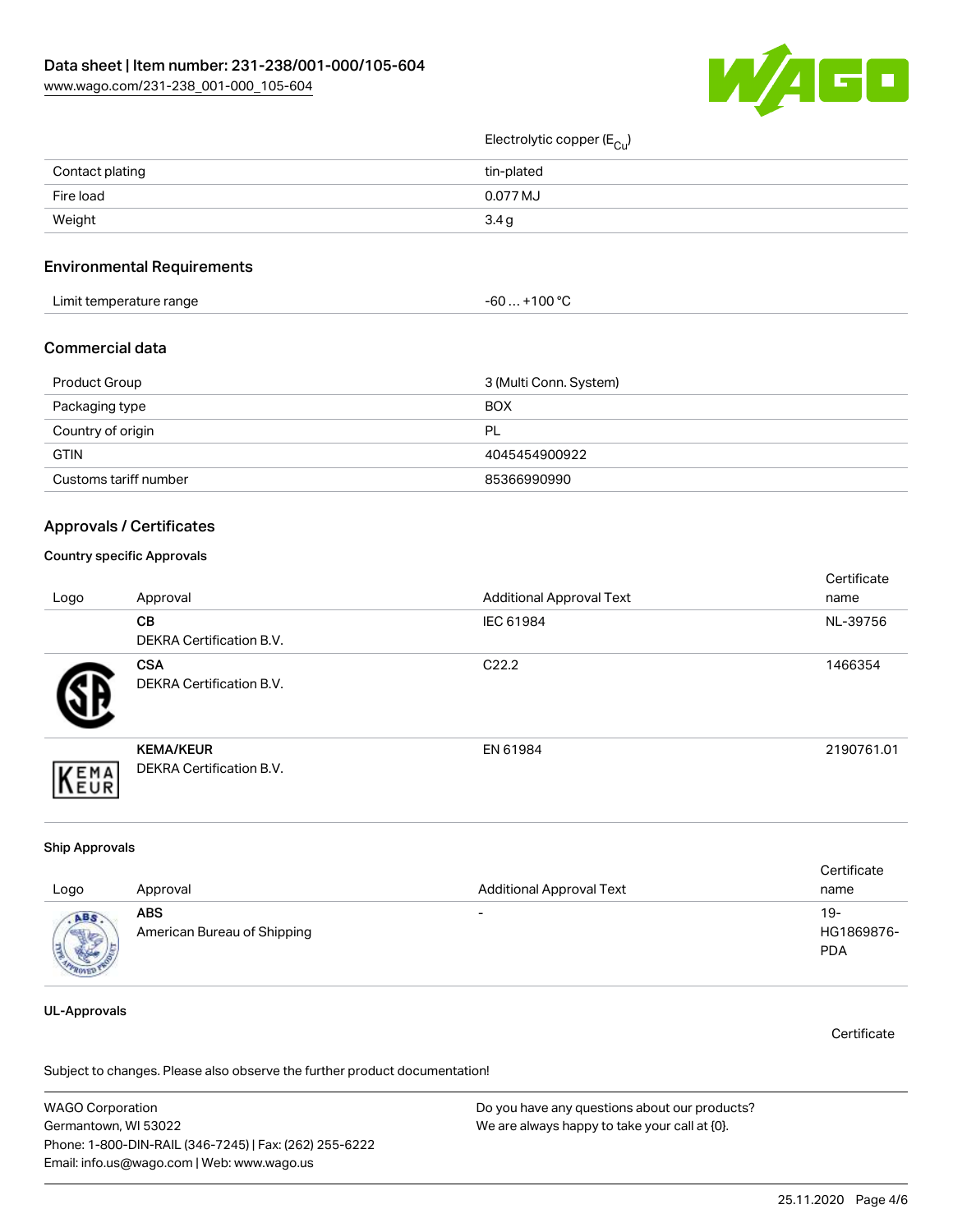| | |
|---|---|
| | Electrolytic copper ($E_{Cu}$) |
| Contact plating | tin-plated |
| Fire load | 0.077 MJ |
| Weight | 3.4 g |

## Environmental Requirements

| | |
|---|---|
| Limit temperature range | -60 … +100 °C |

## Commercial data

| | |
|---|---|
| Product Group | 3 (Multi Conn. System) |
| Packaging type | BOX |
| Country of origin | PL |
| GTIN | 4045454900922 |
| Customs tariff number | 85366990990 |

## Approvals / Certificates

### Country specific Approvals

| Logo | Approval | Additional Approval Text | Certificate name |
|---|---|---|---|
| | **CB**<br>DEKRA Certification B.V. | IEC 61984 | NL-39756 |
| | **CSA**<br>DEKRA Certification B.V. | C22.2 | 1466354 |
| | **KEMA/KEUR**<br>DEKRA Certification B.V. | EN 61984 | 2190761.01 |

### Ship Approvals

| Logo | Approval | Additional Approval Text | Certificate name |
|---|---|---|---|
| | **ABS**<br>American Bureau of Shipping | - | 19-HG1869876-PDA |

### UL-Approvals

Certificate

Subject to changes. Please also observe the further product documentation!

WAGO Corporation
Germantown, WI 53022
Phone: 1-800-DIN-RAIL (346-7245) | Fax: (262) 255-6222
Email: info.us@wago.com | Web: www.wago.us

Do you have any questions about our products?
We are always happy to take your call at {0}.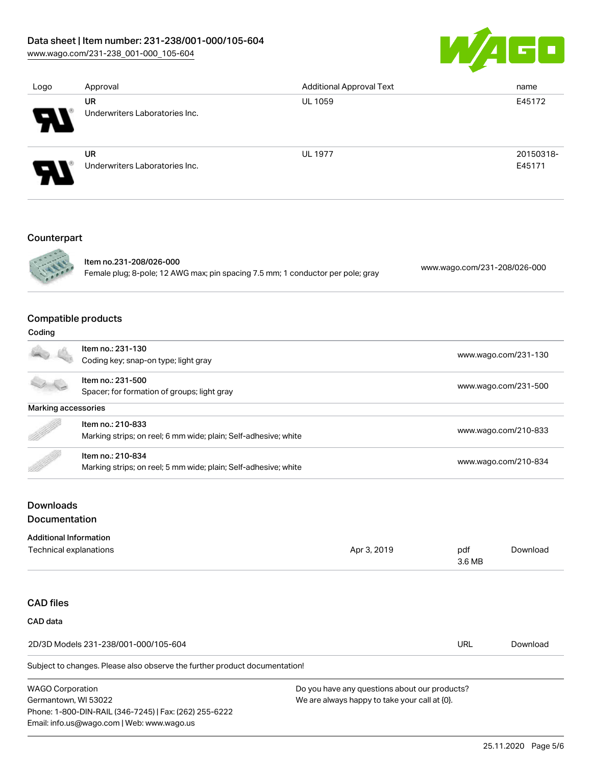| Logo | Approval | Additional Approval Text | name |
| --- | --- | --- | --- |
| | **UR**<br>Underwriters Laboratories Inc. | UL 1059 | E45172 |
| | **UR**<br>Underwriters Laboratories Inc. | UL 1977 | 20150318-E45171 |

## Counterpart

| | | |
| --- | --- | --- |
| | **Item no.231-208/026-000**<br>Female plug; 8-pole; 12 AWG max; pin spacing 7.5 mm; 1 conductor per pole; gray | www.wago.com/231-208/026-000 |

## Compatible products

### Coding

| | | |
| --- | --- | --- |
| | Item no.: 231-130<br>Coding key; snap-on type; light gray | www.wago.com/231-130 |
| | Item no.: 231-500<br>Spacer; for formation of groups; light gray | www.wago.com/231-500 |

### Marking accessories

| | | |
| --- | --- | --- |
| | Item no.: 210-833<br>Marking strips; on reel; 6 mm wide; plain; Self-adhesive; white | www.wago.com/210-833 |
| | Item no.: 210-834<br>Marking strips; on reel; 5 mm wide; plain; Self-adhesive; white | www.wago.com/210-834 |

## Downloads

## Documentation

### Additional Information

| | | | |
| --- | --- | --- | --- |
| Technical explanations | Apr 3, 2019 | pdf<br>3.6 MB | Download |

## CAD files

### CAD data

| | | |
| --- | --- | --- |
| 2D/3D Models 231-238/001-000/105-604 | URL | Download |

Subject to changes. Please also observe the further product documentation!

WAGO Corporation
Germantown, WI 53022
Phone: 1-800-DIN-RAIL (346-7245) | Fax: (262) 255-6222
Email: info.us@wago.com | Web: www.wago.us

Do you have any questions about our products?
We are always happy to take your call at {0}.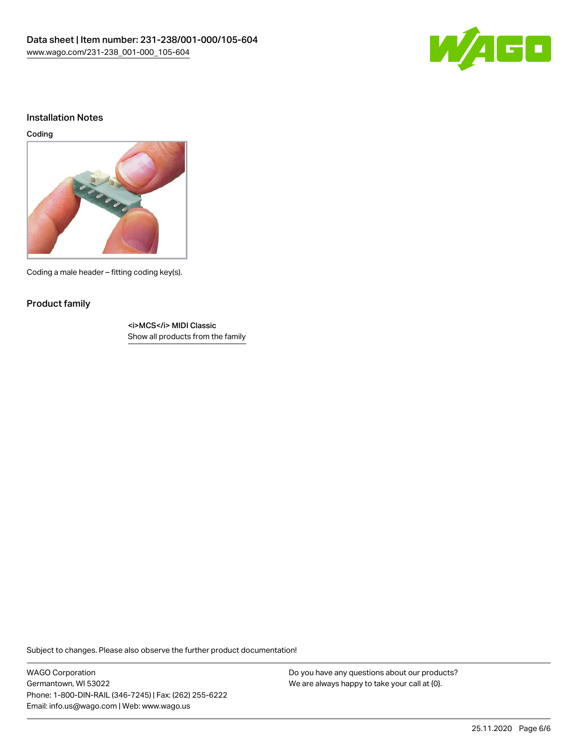## Installation Notes

### Coding

Coding a male header – fitting coding key(s).

## Product family

<i>MCS</i> MIDI Classic
Show all products from the family

Subject to changes. Please also observe the further product documentation!

WAGO Corporation
Germantown, WI 53022
Phone: 1-800-DIN-RAIL (346-7245) | Fax: (262) 255-6222
Email: info.us@wago.com | Web: www.wago.us

Do you have any questions about our products?
We are always happy to take your call at {0}.